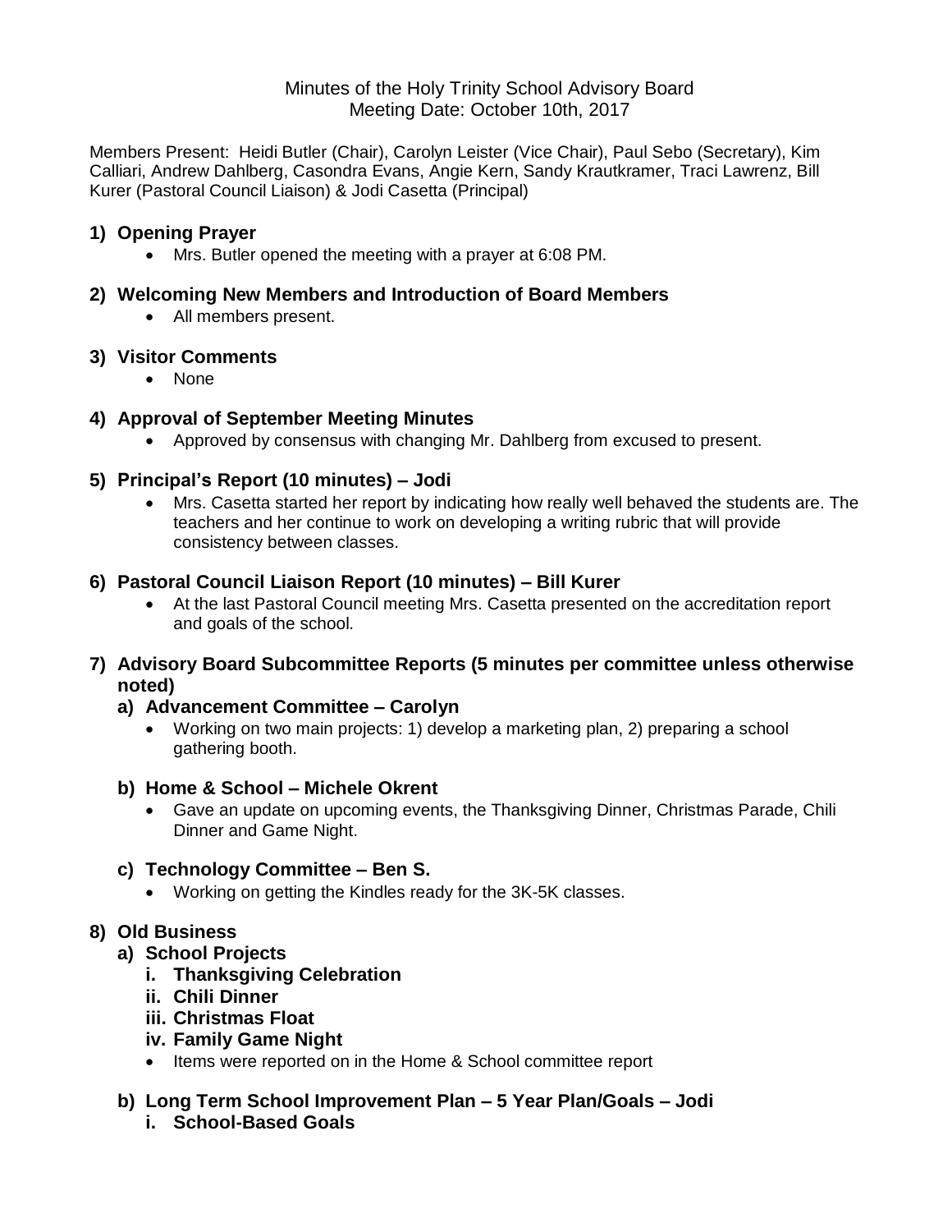Minutes of the Holy Trinity School Advisory Board
Meeting Date: October 10th, 2017

Members Present: Heidi Butler (Chair), Carolyn Leister (Vice Chair), Paul Sebo (Secretary), Kim Calliari, Andrew Dahlberg, Casondra Evans, Angie Kern, Sandy Krautkramer, Traci Lawrenz, Bill Kurer (Pastoral Council Liaison) & Jodi Casetta (Principal)

## 1) Opening Prayer

- Mrs. Butler opened the meeting with a prayer at 6:08 PM.

## 2) Welcoming New Members and Introduction of Board Members

- All members present.

## 3) Visitor Comments

- None

## 4) Approval of September Meeting Minutes

- Approved by consensus with changing Mr. Dahlberg from excused to present.

## 5) Principal's Report (10 minutes) – Jodi

- Mrs. Casetta started her report by indicating how really well behaved the students are. The teachers and her continue to work on developing a writing rubric that will provide consistency between classes.

## 6) Pastoral Council Liaison Report (10 minutes) – Bill Kurer

- At the last Pastoral Council meeting Mrs. Casetta presented on the accreditation report and goals of the school.

## 7) Advisory Board Subcommittee Reports (5 minutes per committee unless otherwise noted)

### a) Advancement Committee – Carolyn

- Working on two main projects: 1) develop a marketing plan, 2) preparing a school gathering booth.

### b) Home & School – Michele Okrent

- Gave an update on upcoming events, the Thanksgiving Dinner, Christmas Parade, Chili Dinner and Game Night.

### c) Technology Committee – Ben S.

- Working on getting the Kindles ready for the 3K-5K classes.

## 8) Old Business

### a) School Projects

**i. Thanksgiving Celebration**

**ii. Chili Dinner**

**iii. Christmas Float**

**iv. Family Game Night**

- Items were reported on in the Home & School committee report

### b) Long Term School Improvement Plan – 5 Year Plan/Goals – Jodi

**i. School-Based Goals**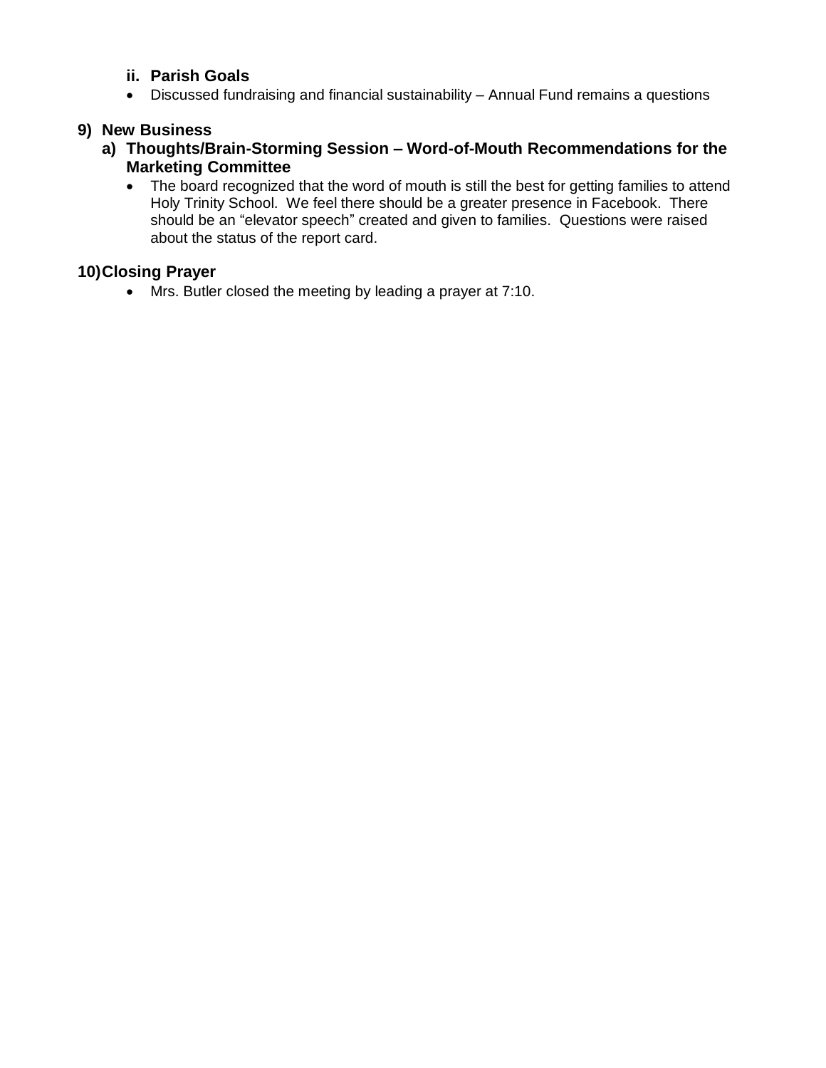### ii. Parish Goals

- Discussed fundraising and financial sustainability – Annual Fund remains a questions

## 9) New Business

### a) Thoughts/Brain-Storming Session – Word-of-Mouth Recommendations for the Marketing Committee

- The board recognized that the word of mouth is still the best for getting families to attend Holy Trinity School. We feel there should be a greater presence in Facebook. There should be an "elevator speech" created and given to families. Questions were raised about the status of the report card.

## 10) Closing Prayer

- Mrs. Butler closed the meeting by leading a prayer at 7:10.